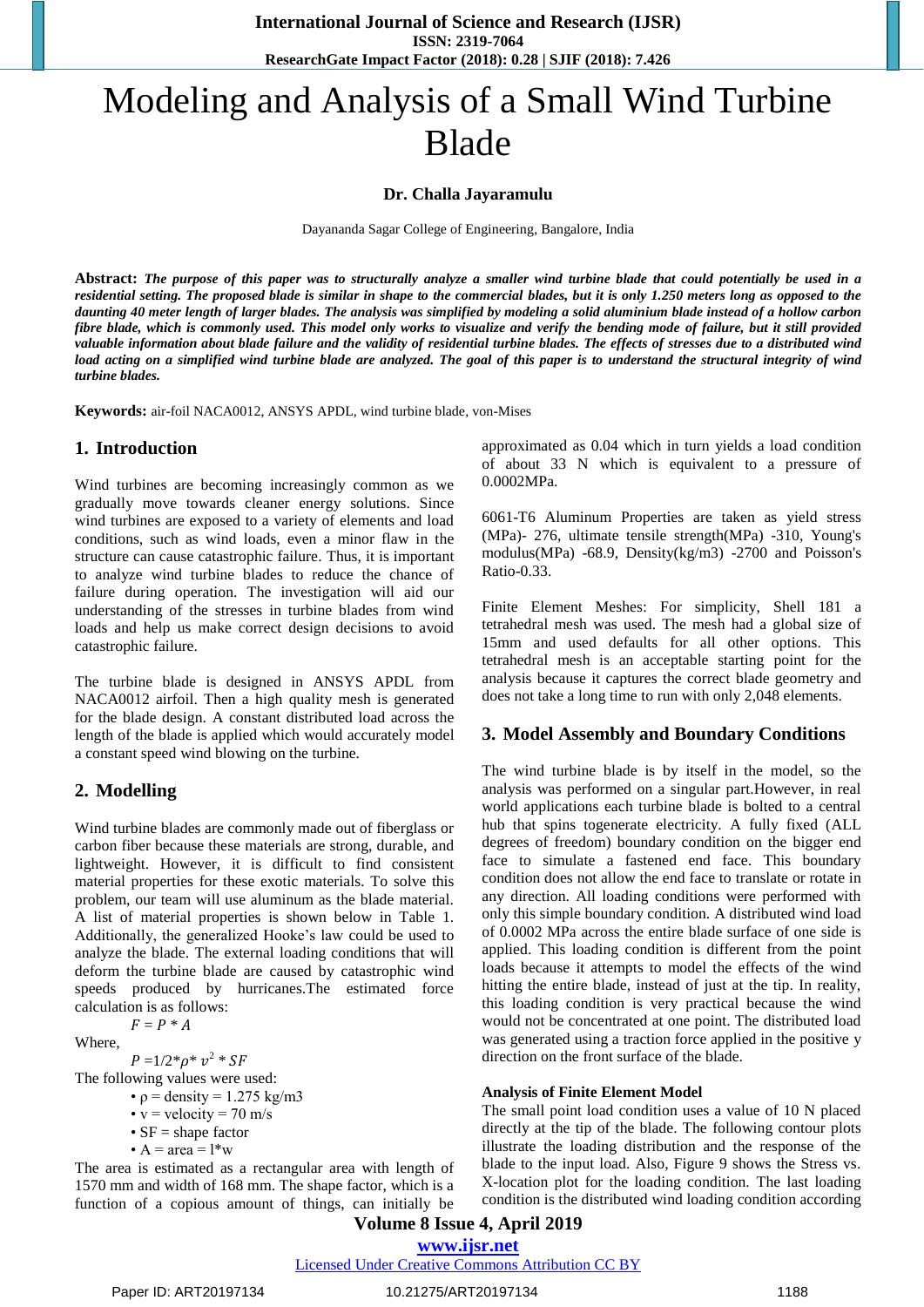# Modeling and Analysis of a Small Wind Turbine Blade

**Dr. Challa Jayaramulu**

Dayananda Sagar College of Engineering, Bangalore, India

**Abstract:** ***The purpose of this paper was to structurally analyze a smaller wind turbine blade that could potentially be used in a residential setting. The proposed blade is similar in shape to the commercial blades, but it is only 1.250 meters long as opposed to the daunting 40 meter length of larger blades. The analysis was simplified by modeling a solid aluminium blade instead of a hollow carbon fibre blade, which is commonly used. This model only works to visualize and verify the bending mode of failure, but it still provided valuable information about blade failure and the validity of residential turbine blades. The effects of stresses due to a distributed wind load acting on a simplified wind turbine blade are analyzed. The goal of this paper is to understand the structural integrity of wind turbine blades.***

**Keywords:** air-foil NACA0012, ANSYS APDL, wind turbine blade, von-Mises

## 1. Introduction

Wind turbines are becoming increasingly common as we gradually move towards cleaner energy solutions. Since wind turbines are exposed to a variety of elements and load conditions, such as wind loads, even a minor flaw in the structure can cause catastrophic failure. Thus, it is important to analyze wind turbine blades to reduce the chance of failure during operation. The investigation will aid our understanding of the stresses in turbine blades from wind loads and help us make correct design decisions to avoid catastrophic failure.

The turbine blade is designed in ANSYS APDL from NACA0012 airfoil. Then a high quality mesh is generated for the blade design. A constant distributed load across the length of the blade is applied which would accurately model a constant speed wind blowing on the turbine.

## 2. Modelling

Wind turbine blades are commonly made out of fiberglass or carbon fiber because these materials are strong, durable, and lightweight. However, it is difficult to find consistent material properties for these exotic materials. To solve this problem, our team will use aluminum as the blade material. A list of material properties is shown below in Table 1. Additionally, the generalized Hooke's law could be used to analyze the blade. The external loading conditions that will deform the turbine blade are caused by catastrophic wind speeds produced by hurricanes.The estimated force calculation is as follows:

$$F = P * A$$

Where,

$$P = 1/2 * \rho * v^2 * SF$$

The following values were used:

- $\rho$ = density = 1.275 kg/m3
- v = velocity = 70 m/s
- SF = shape factor
- A = area = l*w

The area is estimated as a rectangular area with length of 1570 mm and width of 168 mm. The shape factor, which is a function of a copious amount of things, can initially be approximated as 0.04 which in turn yields a load condition of about 33 N which is equivalent to a pressure of 0.0002MPa.

6061-T6 Aluminum Properties are taken as yield stress (MPa)- 276, ultimate tensile strength(MPa) -310, Young's modulus(MPa) -68.9, Density(kg/m3) -2700 and Poisson's Ratio-0.33.

Finite Element Meshes: For simplicity, Shell 181 a tetrahedral mesh was used. The mesh had a global size of 15mm and used defaults for all other options. This tetrahedral mesh is an acceptable starting point for the analysis because it captures the correct blade geometry and does not take a long time to run with only 2,048 elements.

## 3. Model Assembly and Boundary Conditions

The wind turbine blade is by itself in the model, so the analysis was performed on a singular part.However, in real world applications each turbine blade is bolted to a central hub that spins togenerate electricity. A fully fixed (ALL degrees of freedom) boundary condition on the bigger end face to simulate a fastened end face. This boundary condition does not allow the end face to translate or rotate in any direction. All loading conditions were performed with only this simple boundary condition. A distributed wind load of 0.0002 MPa across the entire blade surface of one side is applied. This loading condition is different from the point loads because it attempts to model the effects of the wind hitting the entire blade, instead of just at the tip. In reality, this loading condition is very practical because the wind would not be concentrated at one point. The distributed load was generated using a traction force applied in the positive y direction on the front surface of the blade.

### Analysis of Finite Element Model

The small point load condition uses a value of 10 N placed directly at the tip of the blade. The following contour plots illustrate the loading distribution and the response of the blade to the input load. Also, Figure 9 shows the Stress vs. X-location plot for the loading condition. The last loading condition is the distributed wind loading condition according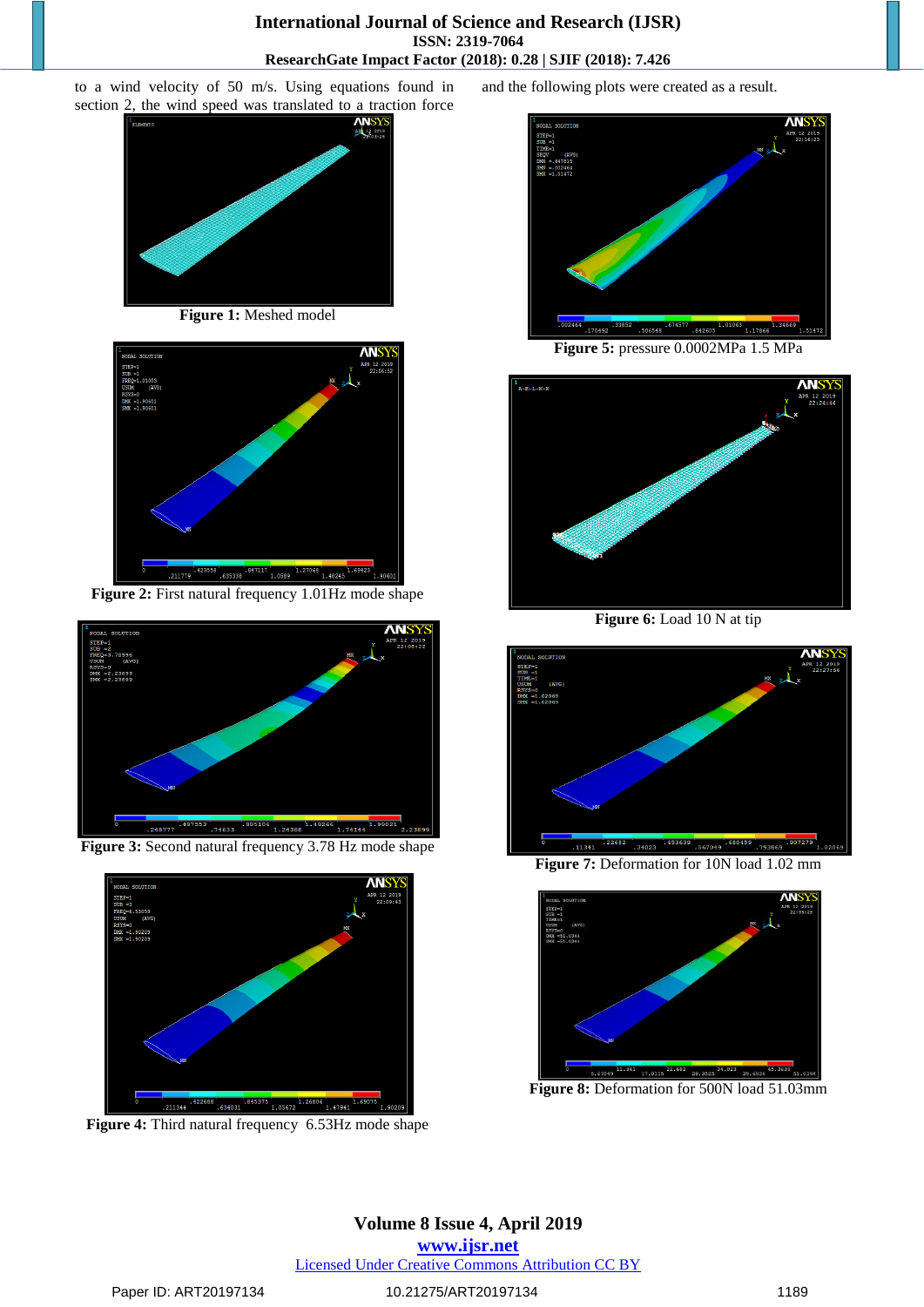to a wind velocity of 50 m/s. Using equations found in section 2, the wind speed was translated to a traction force

**Figure 1:** Meshed model

**Figure 2:** First natural frequency 1.01Hz mode shape

**Figure 3:** Second natural frequency 3.78 Hz mode shape

**Figure 4:** Third natural frequency 6.53Hz mode shape

and the following plots were created as a result.

**Figure 5:** pressure 0.0002MPa 1.5 MPa

**Figure 6:** Load 10 N at tip

**Figure 7:** Deformation for 10N load 1.02 mm

**Figure 8:** Deformation for 500N load 51.03mm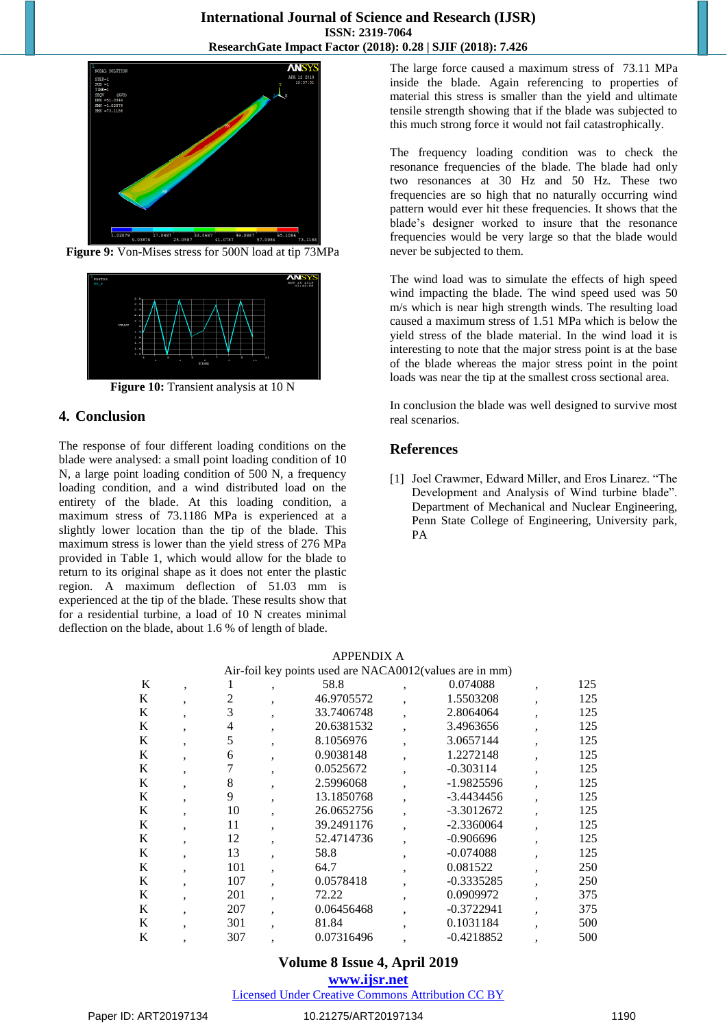Figure 9: Von-Mises stress for 500N load at tip 73MPa

Figure 10: Transient analysis at 10 N

## 4. Conclusion

The response of four different loading conditions on the blade were analysed: a small point loading condition of 10 N, a large point loading condition of 500 N, a frequency loading condition, and a wind distributed load on the entirety of the blade. At this loading condition, a maximum stress of 73.1186 MPa is experienced at a slightly lower location than the tip of the blade. This maximum stress is lower than the yield stress of 276 MPa provided in Table 1, which would allow for the blade to return to its original shape as it does not enter the plastic region. A maximum deflection of 51.03 mm is experienced at the tip of the blade. These results show that for a residential turbine, a load of 10 N creates minimal deflection on the blade, about 1.6 % of length of blade.

The large force caused a maximum stress of 73.11 MPa inside the blade. Again referencing to properties of material this stress is smaller than the yield and ultimate tensile strength showing that if the blade was subjected to this much strong force it would not fail catastrophically.

The frequency loading condition was to check the resonance frequencies of the blade. The blade had only two resonances at 30 Hz and 50 Hz. These two frequencies are so high that no naturally occurring wind pattern would ever hit these frequencies. It shows that the blade's designer worked to insure that the resonance frequencies would be very large so that the blade would never be subjected to them.

The wind load was to simulate the effects of high speed wind impacting the blade. The wind speed used was 50 m/s which is near high strength winds. The resulting load caused a maximum stress of 1.51 MPa which is below the yield stress of the blade material. In the wind load it is interesting to note that the major stress point is at the base of the blade whereas the major stress point in the point loads was near the tip at the smallest cross sectional area.

In conclusion the blade was well designed to survive most real scenarios.

## References

[1] Joel Crawmer, Edward Miller, and Eros Linarez. "The Development and Analysis of Wind turbine blade". Department of Mechanical and Nuclear Engineering, Penn State College of Engineering, University park, PA

APPENDIX A

Air-foil key points used are NACA0012(values are in mm)

| K | , | 1 | , | 58.8 | , | 0.074088 | , | 125 |
|---|---|---|---|---|---|---|---|---|
| K | , | 2 | , | 46.9705572 | , | 1.5503208 | , | 125 |
| K | , | 3 | , | 33.7406748 | , | 2.8064064 | , | 125 |
| K | , | 4 | , | 20.6381532 | , | 3.4963656 | , | 125 |
| K | , | 5 | , | 8.1056976 | , | 3.0657144 | , | 125 |
| K | , | 6 | , | 0.9038148 | , | 1.2272148 | , | 125 |
| K | , | 7 | , | 0.0525672 | , | -0.303114 | , | 125 |
| K | , | 8 | , | 2.5996068 | , | -1.9825596 | , | 125 |
| K | , | 9 | , | 13.1850768 | , | -3.4434456 | , | 125 |
| K | , | 10 | , | 26.0652756 | , | -3.3012672 | , | 125 |
| K | , | 11 | , | 39.2491176 | , | -2.3360064 | , | 125 |
| K | , | 12 | , | 52.4714736 | , | -0.906696 | , | 125 |
| K | , | 13 | , | 58.8 | , | -0.074088 | , | 125 |
| K | , | 101 | , | 64.7 | , | 0.081522 | , | 250 |
| K | , | 107 | , | 0.0578418 | , | -0.3335285 | , | 250 |
| K | , | 201 | , | 72.22 | , | 0.0909972 | , | 375 |
| K | , | 207 | , | 0.06456468 | , | -0.3722941 | , | 375 |
| K | , | 301 | , | 81.84 | , | 0.1031184 | , | 500 |
| K | , | 307 | , | 0.07316496 | , | -0.4218852 | , | 500 |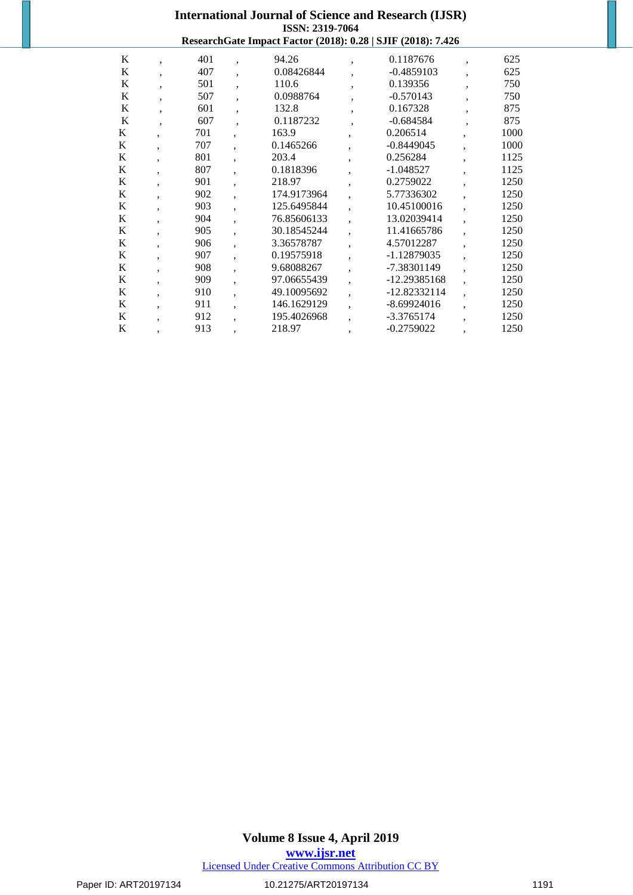```
K , 401 , 94.26 , 0.1187676 , 625
K , 407 , 0.08426844 , -0.4859103 , 625
K , 501 , 110.6 , 0.139356 , 750
K , 507 , 0.0988764 , -0.570143 , 750
K , 601 , 132.8 , 0.167328 , 875
K , 607 , 0.1187232 , -0.684584 , 875
K , 701 , 163.9 , 0.206514 , 1000
K , 707 , 0.1465266 , -0.8449045 , 1000
K , 801 , 203.4 , 0.256284 , 1125
K , 807 , 0.1818396 , -1.048527 , 1125
K , 901 , 218.97 , 0.2759022 , 1250
K , 902 , 174.9173964 , 5.77336302 , 1250
K , 903 , 125.6495844 , 10.45100016 , 1250
K , 904 , 76.85606133 , 13.02039414 , 1250
K , 905 , 30.18545244 , 11.41665786 , 1250
K , 906 , 3.36578787 , 4.57012287 , 1250
K , 907 , 0.19575918 , -1.12879035 , 1250
K , 908 , 9.68088267 , -7.38301149 , 1250
K , 909 , 97.06655439 , -12.29385168 , 1250
K , 910 , 49.10095692 , -12.82332114 , 1250
K , 911 , 146.1629129 , -8.69924016 , 1250
K , 912 , 195.4026968 , -3.3765174 , 1250
K , 913 , 218.97 , -0.2759022 , 1250
```